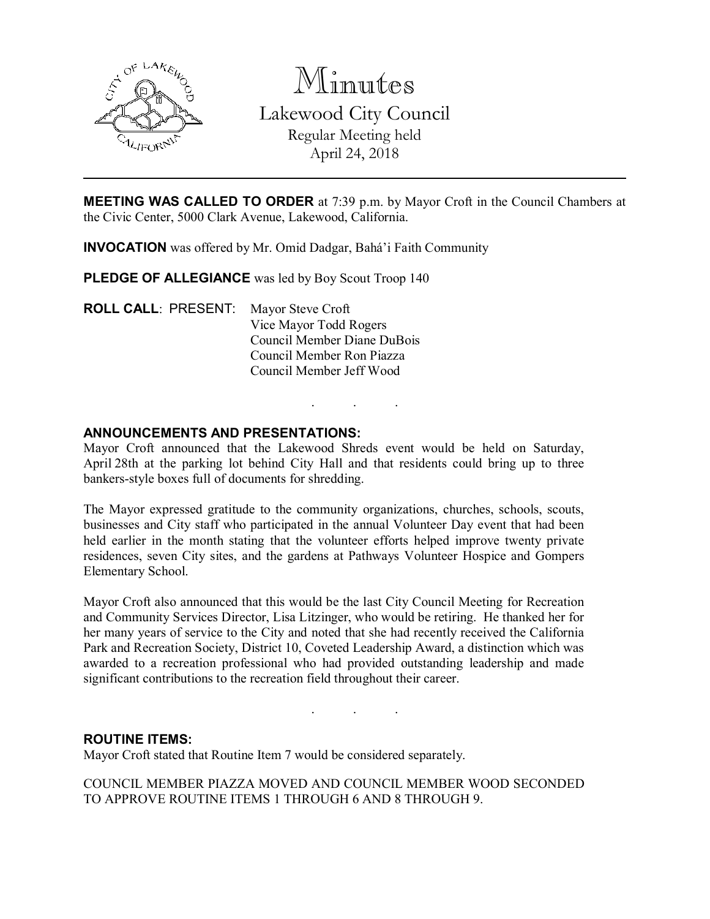# Minutes

## Lakewood City Council

Regular Meeting held
April 24, 2018

---

**MEETING WAS CALLED TO ORDER** at 7:39 p.m. by Mayor Croft in the Council Chambers at the Civic Center, 5000 Clark Avenue, Lakewood, California.

**INVOCATION** was offered by Mr. Omid Dadgar, Bahá'i Faith Community

**PLEDGE OF ALLEGIANCE** was led by Boy Scout Troop 140

**ROLL CALL**: PRESENT: Mayor Steve Croft
Vice Mayor Todd Rogers
Council Member Diane DuBois
Council Member Ron Piazza
Council Member Jeff Wood

. . .

**ANNOUNCEMENTS AND PRESENTATIONS:**

Mayor Croft announced that the Lakewood Shreds event would be held on Saturday, April 28th at the parking lot behind City Hall and that residents could bring up to three bankers-style boxes full of documents for shredding.

The Mayor expressed gratitude to the community organizations, churches, schools, scouts, businesses and City staff who participated in the annual Volunteer Day event that had been held earlier in the month stating that the volunteer efforts helped improve twenty private residences, seven City sites, and the gardens at Pathways Volunteer Hospice and Gompers Elementary School.

Mayor Croft also announced that this would be the last City Council Meeting for Recreation and Community Services Director, Lisa Litzinger, who would be retiring. He thanked her for her many years of service to the City and noted that she had recently received the California Park and Recreation Society, District 10, Coveted Leadership Award, a distinction which was awarded to a recreation professional who had provided outstanding leadership and made significant contributions to the recreation field throughout their career.

. . .

**ROUTINE ITEMS:**

Mayor Croft stated that Routine Item 7 would be considered separately.

COUNCIL MEMBER PIAZZA MOVED AND COUNCIL MEMBER WOOD SECONDED TO APPROVE ROUTINE ITEMS 1 THROUGH 6 AND 8 THROUGH 9.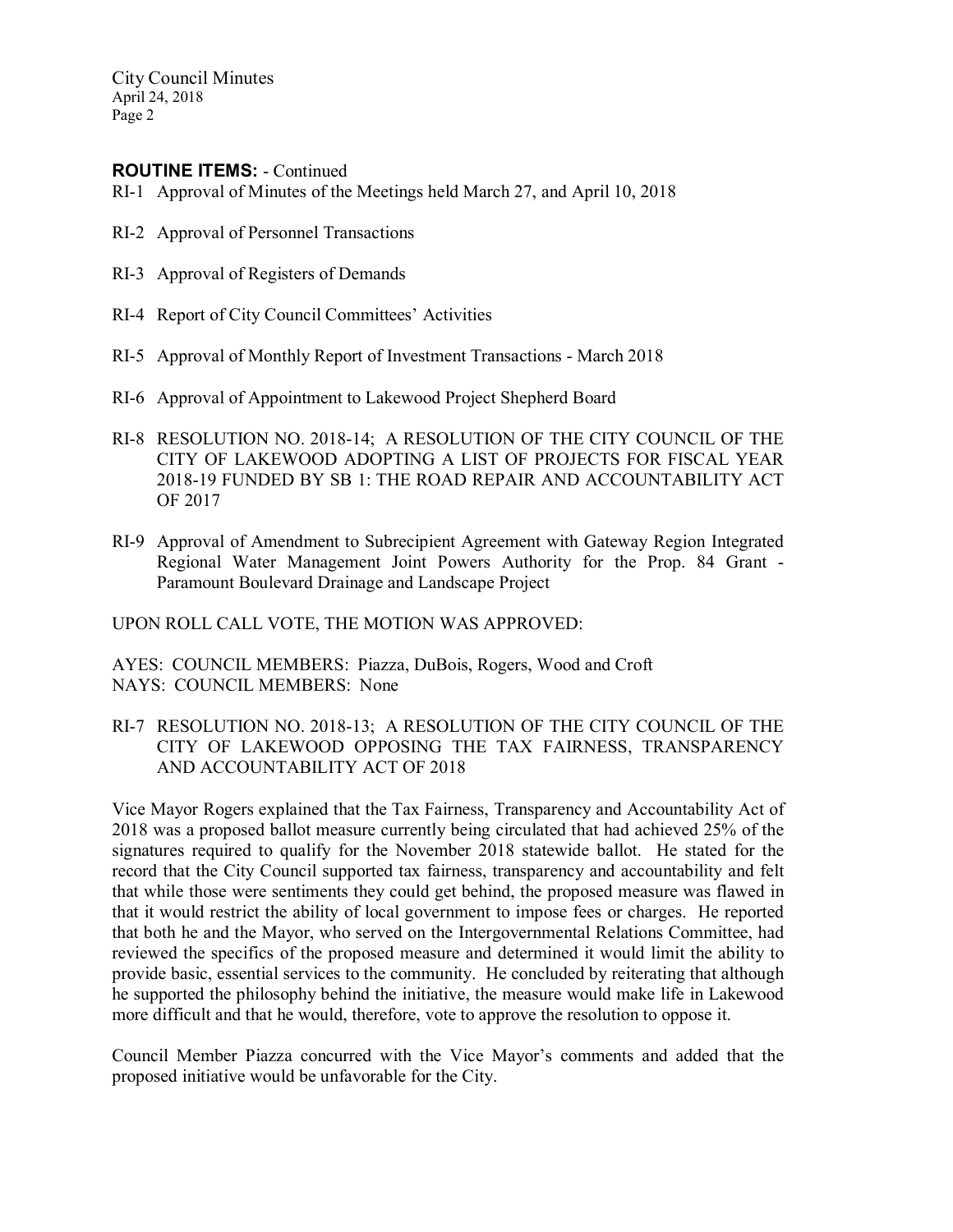**ROUTINE ITEMS:** - Continued

RI-1 Approval of Minutes of the Meetings held March 27, and April 10, 2018

RI-2 Approval of Personnel Transactions

RI-3 Approval of Registers of Demands

RI-4 Report of City Council Committees' Activities

RI-5 Approval of Monthly Report of Investment Transactions - March 2018

RI-6 Approval of Appointment to Lakewood Project Shepherd Board

RI-8 RESOLUTION NO. 2018-14; A RESOLUTION OF THE CITY COUNCIL OF THE CITY OF LAKEWOOD ADOPTING A LIST OF PROJECTS FOR FISCAL YEAR 2018-19 FUNDED BY SB 1: THE ROAD REPAIR AND ACCOUNTABILITY ACT OF 2017

RI-9 Approval of Amendment to Subrecipient Agreement with Gateway Region Integrated Regional Water Management Joint Powers Authority for the Prop. 84 Grant - Paramount Boulevard Drainage and Landscape Project

UPON ROLL CALL VOTE, THE MOTION WAS APPROVED:

AYES: COUNCIL MEMBERS: Piazza, DuBois, Rogers, Wood and Croft
NAYS: COUNCIL MEMBERS: None

RI-7 RESOLUTION NO. 2018-13; A RESOLUTION OF THE CITY COUNCIL OF THE CITY OF LAKEWOOD OPPOSING THE TAX FAIRNESS, TRANSPARENCY AND ACCOUNTABILITY ACT OF 2018

Vice Mayor Rogers explained that the Tax Fairness, Transparency and Accountability Act of 2018 was a proposed ballot measure currently being circulated that had achieved 25% of the signatures required to qualify for the November 2018 statewide ballot. He stated for the record that the City Council supported tax fairness, transparency and accountability and felt that while those were sentiments they could get behind, the proposed measure was flawed in that it would restrict the ability of local government to impose fees or charges. He reported that both he and the Mayor, who served on the Intergovernmental Relations Committee, had reviewed the specifics of the proposed measure and determined it would limit the ability to provide basic, essential services to the community. He concluded by reiterating that although he supported the philosophy behind the initiative, the measure would make life in Lakewood more difficult and that he would, therefore, vote to approve the resolution to oppose it.

Council Member Piazza concurred with the Vice Mayor's comments and added that the proposed initiative would be unfavorable for the City.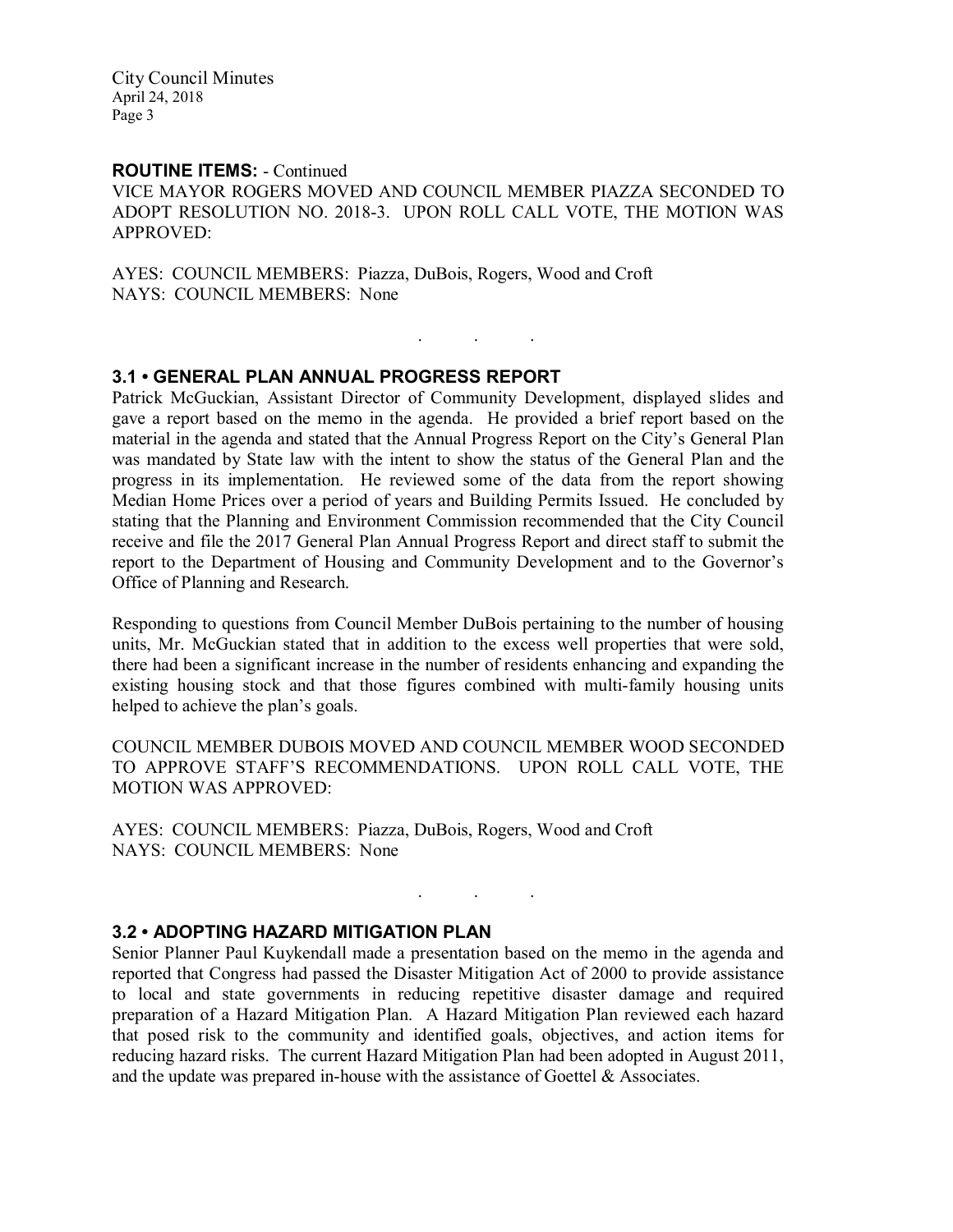**ROUTINE ITEMS:** - Continued

VICE MAYOR ROGERS MOVED AND COUNCIL MEMBER PIAZZA SECONDED TO ADOPT RESOLUTION NO. 2018-3. UPON ROLL CALL VOTE, THE MOTION WAS APPROVED:

AYES: COUNCIL MEMBERS: Piazza, DuBois, Rogers, Wood and Croft
NAYS: COUNCIL MEMBERS: None

. . .

### 3.1 • GENERAL PLAN ANNUAL PROGRESS REPORT

Patrick McGuckian, Assistant Director of Community Development, displayed slides and gave a report based on the memo in the agenda. He provided a brief report based on the material in the agenda and stated that the Annual Progress Report on the City's General Plan was mandated by State law with the intent to show the status of the General Plan and the progress in its implementation. He reviewed some of the data from the report showing Median Home Prices over a period of years and Building Permits Issued. He concluded by stating that the Planning and Environment Commission recommended that the City Council receive and file the 2017 General Plan Annual Progress Report and direct staff to submit the report to the Department of Housing and Community Development and to the Governor's Office of Planning and Research.

Responding to questions from Council Member DuBois pertaining to the number of housing units, Mr. McGuckian stated that in addition to the excess well properties that were sold, there had been a significant increase in the number of residents enhancing and expanding the existing housing stock and that those figures combined with multi-family housing units helped to achieve the plan's goals.

COUNCIL MEMBER DUBOIS MOVED AND COUNCIL MEMBER WOOD SECONDED TO APPROVE STAFF'S RECOMMENDATIONS. UPON ROLL CALL VOTE, THE MOTION WAS APPROVED:

AYES: COUNCIL MEMBERS: Piazza, DuBois, Rogers, Wood and Croft
NAYS: COUNCIL MEMBERS: None

. . .

### 3.2 • ADOPTING HAZARD MITIGATION PLAN

Senior Planner Paul Kuykendall made a presentation based on the memo in the agenda and reported that Congress had passed the Disaster Mitigation Act of 2000 to provide assistance to local and state governments in reducing repetitive disaster damage and required preparation of a Hazard Mitigation Plan. A Hazard Mitigation Plan reviewed each hazard that posed risk to the community and identified goals, objectives, and action items for reducing hazard risks. The current Hazard Mitigation Plan had been adopted in August 2011, and the update was prepared in-house with the assistance of Goettel & Associates.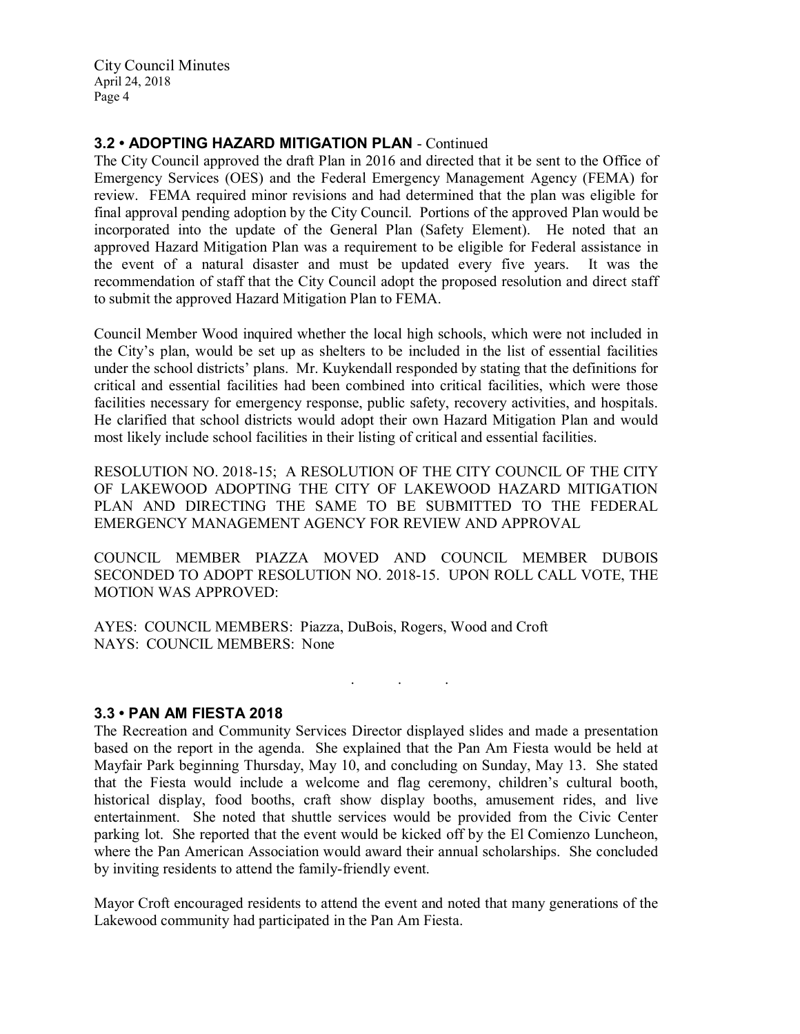### 3.2 • ADOPTING HAZARD MITIGATION PLAN - Continued

The City Council approved the draft Plan in 2016 and directed that it be sent to the Office of Emergency Services (OES) and the Federal Emergency Management Agency (FEMA) for review. FEMA required minor revisions and had determined that the plan was eligible for final approval pending adoption by the City Council. Portions of the approved Plan would be incorporated into the update of the General Plan (Safety Element). He noted that an approved Hazard Mitigation Plan was a requirement to be eligible for Federal assistance in the event of a natural disaster and must be updated every five years. It was the recommendation of staff that the City Council adopt the proposed resolution and direct staff to submit the approved Hazard Mitigation Plan to FEMA.

Council Member Wood inquired whether the local high schools, which were not included in the City's plan, would be set up as shelters to be included in the list of essential facilities under the school districts' plans. Mr. Kuykendall responded by stating that the definitions for critical and essential facilities had been combined into critical facilities, which were those facilities necessary for emergency response, public safety, recovery activities, and hospitals. He clarified that school districts would adopt their own Hazard Mitigation Plan and would most likely include school facilities in their listing of critical and essential facilities.

RESOLUTION NO. 2018-15; A RESOLUTION OF THE CITY COUNCIL OF THE CITY OF LAKEWOOD ADOPTING THE CITY OF LAKEWOOD HAZARD MITIGATION PLAN AND DIRECTING THE SAME TO BE SUBMITTED TO THE FEDERAL EMERGENCY MANAGEMENT AGENCY FOR REVIEW AND APPROVAL

COUNCIL MEMBER PIAZZA MOVED AND COUNCIL MEMBER DUBOIS SECONDED TO ADOPT RESOLUTION NO. 2018-15. UPON ROLL CALL VOTE, THE MOTION WAS APPROVED:

AYES: COUNCIL MEMBERS: Piazza, DuBois, Rogers, Wood and Croft
NAYS: COUNCIL MEMBERS: None

. . .

### 3.3 • PAN AM FIESTA 2018

The Recreation and Community Services Director displayed slides and made a presentation based on the report in the agenda. She explained that the Pan Am Fiesta would be held at Mayfair Park beginning Thursday, May 10, and concluding on Sunday, May 13. She stated that the Fiesta would include a welcome and flag ceremony, children's cultural booth, historical display, food booths, craft show display booths, amusement rides, and live entertainment. She noted that shuttle services would be provided from the Civic Center parking lot. She reported that the event would be kicked off by the El Comienzo Luncheon, where the Pan American Association would award their annual scholarships. She concluded by inviting residents to attend the family-friendly event.

Mayor Croft encouraged residents to attend the event and noted that many generations of the Lakewood community had participated in the Pan Am Fiesta.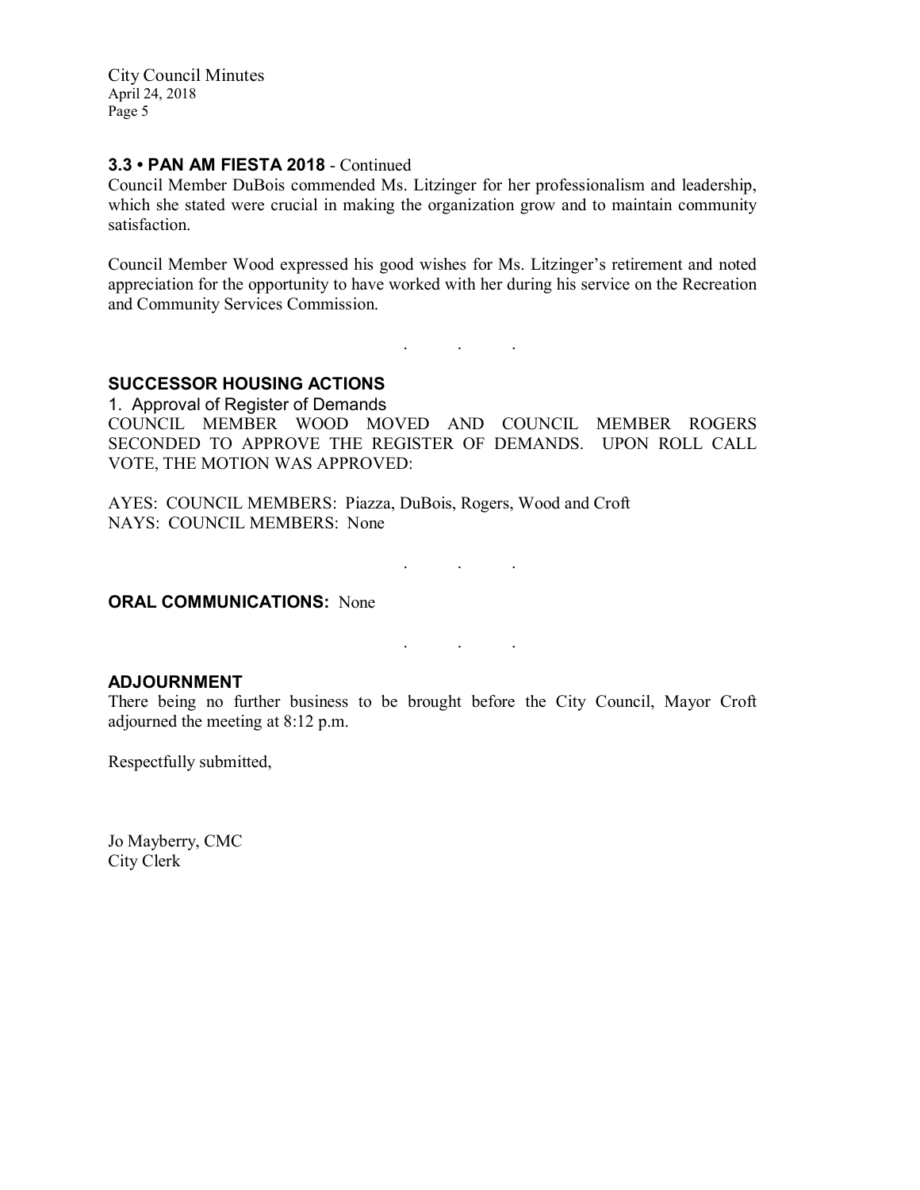### 3.3 • PAN AM FIESTA 2018 - Continued

Council Member DuBois commended Ms. Litzinger for her professionalism and leadership, which she stated were crucial in making the organization grow and to maintain community satisfaction.

Council Member Wood expressed his good wishes for Ms. Litzinger's retirement and noted appreciation for the opportunity to have worked with her during his service on the Recreation and Community Services Commission.

. . .

### SUCCESSOR HOUSING ACTIONS

1. Approval of Register of Demands

COUNCIL MEMBER WOOD MOVED AND COUNCIL MEMBER ROGERS SECONDED TO APPROVE THE REGISTER OF DEMANDS. UPON ROLL CALL VOTE, THE MOTION WAS APPROVED:

AYES: COUNCIL MEMBERS: Piazza, DuBois, Rogers, Wood and Croft
NAYS: COUNCIL MEMBERS: None

. . .

### ORAL COMMUNICATIONS: None

. . .

### ADJOURNMENT

There being no further business to be brought before the City Council, Mayor Croft adjourned the meeting at 8:12 p.m.

Respectfully submitted,

Jo Mayberry, CMC
City Clerk